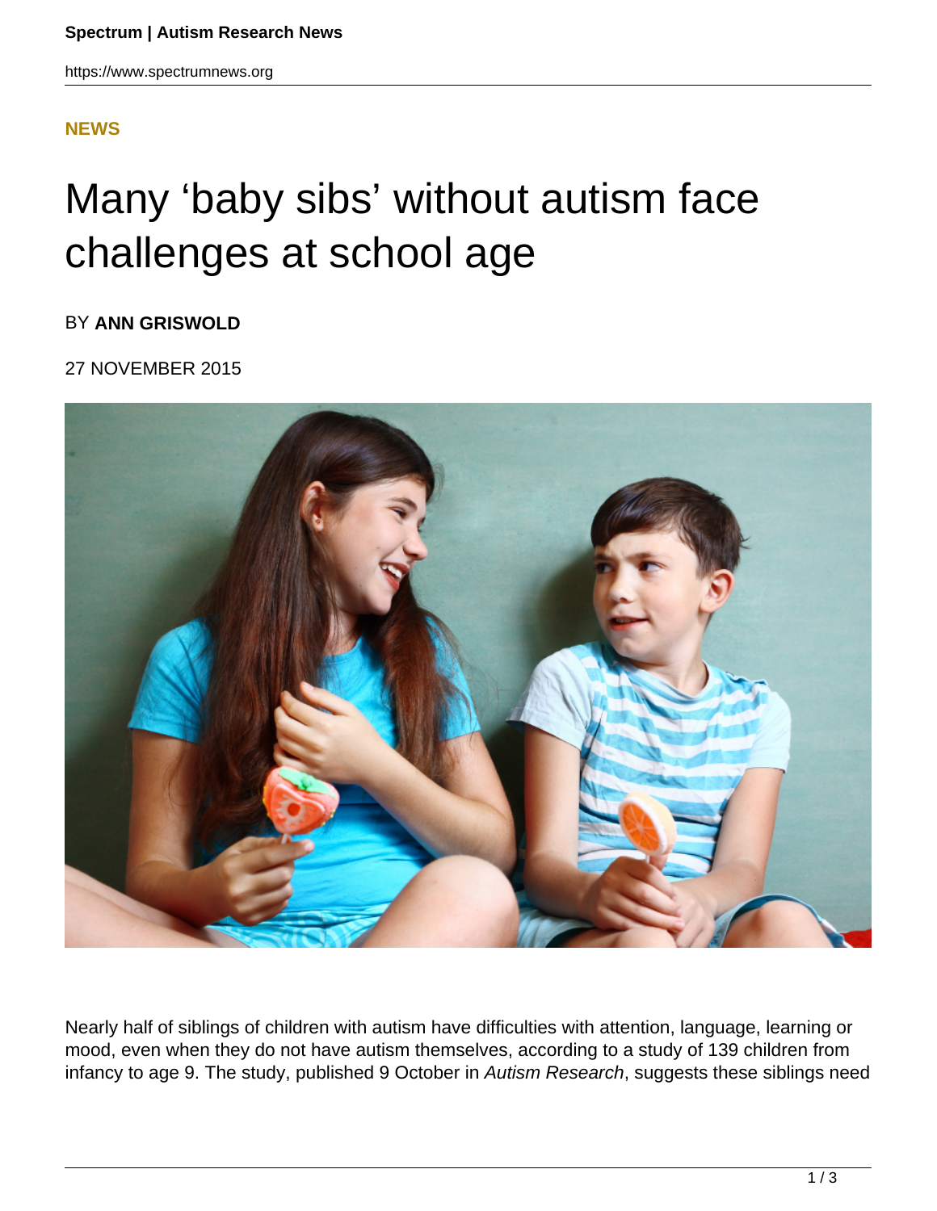**NEWS**

# Many 'baby sibs' without autism face challenges at school age

BY **ANN GRISWOLD**

27 NOVEMBER 2015

Nearly half of siblings of children with autism have difficulties with attention, language, learning or mood, even when they do not have autism themselves, according to a study of 139 children from infancy to age 9. The study, published 9 October in *Autism Research*, suggests these siblings need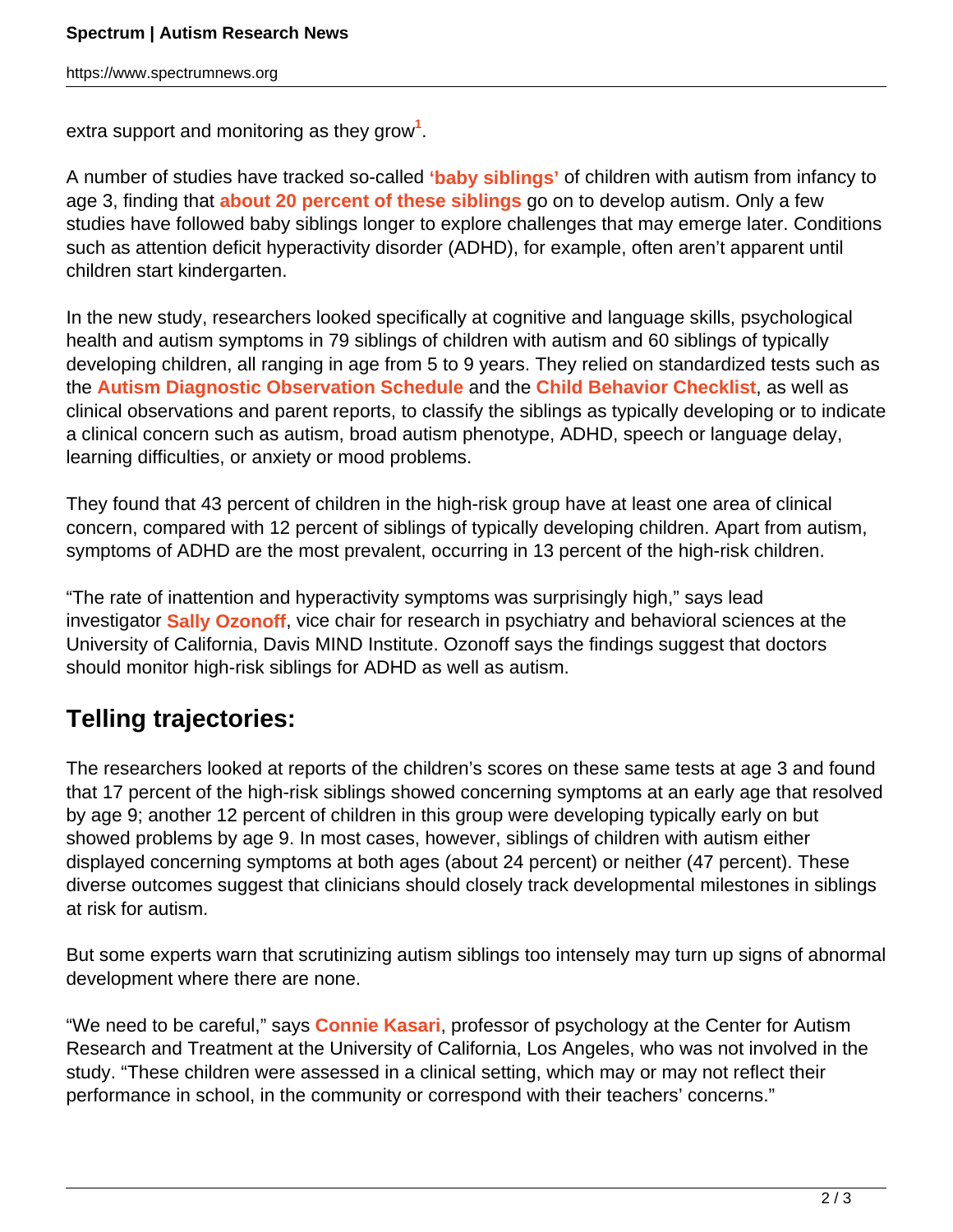extra support and monitoring as they grow[1].

A number of studies have tracked so-called **'baby siblings'** of children with autism from infancy to age 3, finding that **about 20 percent of these siblings** go on to develop autism. Only a few studies have followed baby siblings longer to explore challenges that may emerge later. Conditions such as attention deficit hyperactivity disorder (ADHD), for example, often aren't apparent until children start kindergarten.

In the new study, researchers looked specifically at cognitive and language skills, psychological health and autism symptoms in 79 siblings of children with autism and 60 siblings of typically developing children, all ranging in age from 5 to 9 years. They relied on standardized tests such as the **Autism Diagnostic Observation Schedule** and the **Child Behavior Checklist**, as well as clinical observations and parent reports, to classify the siblings as typically developing or to indicate a clinical concern such as autism, broad autism phenotype, ADHD, speech or language delay, learning difficulties, or anxiety or mood problems.

They found that 43 percent of children in the high-risk group have at least one area of clinical concern, compared with 12 percent of siblings of typically developing children. Apart from autism, symptoms of ADHD are the most prevalent, occurring in 13 percent of the high-risk children.

"The rate of inattention and hyperactivity symptoms was surprisingly high," says lead investigator **Sally Ozonoff**, vice chair for research in psychiatry and behavioral sciences at the University of California, Davis MIND Institute. Ozonoff says the findings suggest that doctors should monitor high-risk siblings for ADHD as well as autism.

## Telling trajectories:

The researchers looked at reports of the children's scores on these same tests at age 3 and found that 17 percent of the high-risk siblings showed concerning symptoms at an early age that resolved by age 9; another 12 percent of children in this group were developing typically early on but showed problems by age 9. In most cases, however, siblings of children with autism either displayed concerning symptoms at both ages (about 24 percent) or neither (47 percent). These diverse outcomes suggest that clinicians should closely track developmental milestones in siblings at risk for autism.

But some experts warn that scrutinizing autism siblings too intensely may turn up signs of abnormal development where there are none.

"We need to be careful," says **Connie Kasari**, professor of psychology at the Center for Autism Research and Treatment at the University of California, Los Angeles, who was not involved in the study. "These children were assessed in a clinical setting, which may or may not reflect their performance in school, in the community or correspond with their teachers' concerns."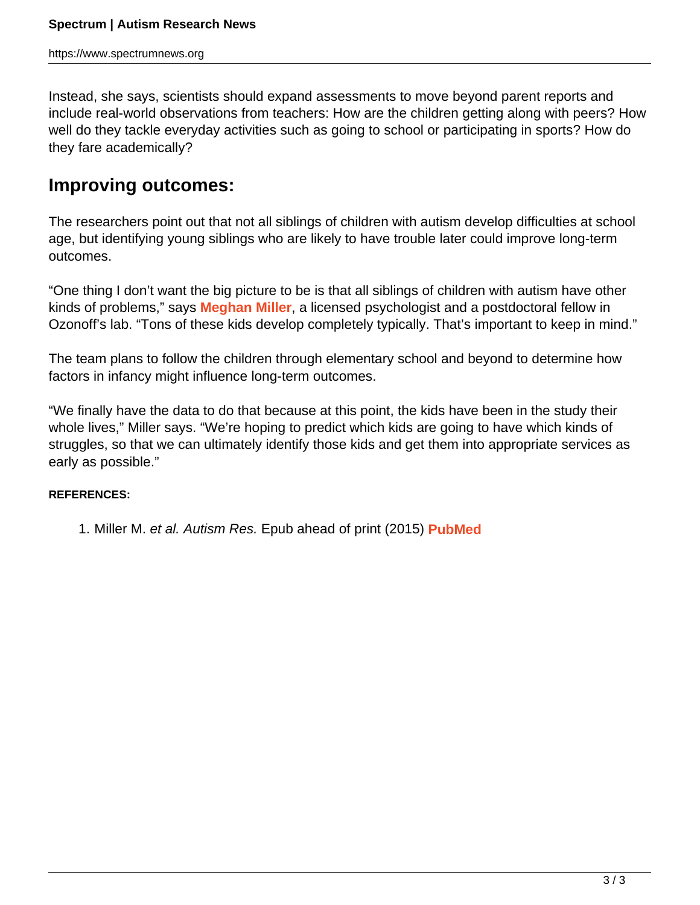Instead, she says, scientists should expand assessments to move beyond parent reports and include real-world observations from teachers: How are the children getting along with peers? How well do they tackle everyday activities such as going to school or participating in sports? How do they fare academically?

## Improving outcomes:

The researchers point out that not all siblings of children with autism develop difficulties at school age, but identifying young siblings who are likely to have trouble later could improve long-term outcomes.

"One thing I don't want the big picture to be is that all siblings of children with autism have other kinds of problems," says **Meghan Miller**, a licensed psychologist and a postdoctoral fellow in Ozonoff's lab. "Tons of these kids develop completely typically. That's important to keep in mind."

The team plans to follow the children through elementary school and beyond to determine how factors in infancy might influence long-term outcomes.

"We finally have the data to do that because at this point, the kids have been in the study their whole lives," Miller says. "We're hoping to predict which kids are going to have which kinds of struggles, so that we can ultimately identify those kids and get them into appropriate services as early as possible."

**REFERENCES:**

1. Miller M. *et al. Autism Res.* Epub ahead of print (2015) **PubMed**